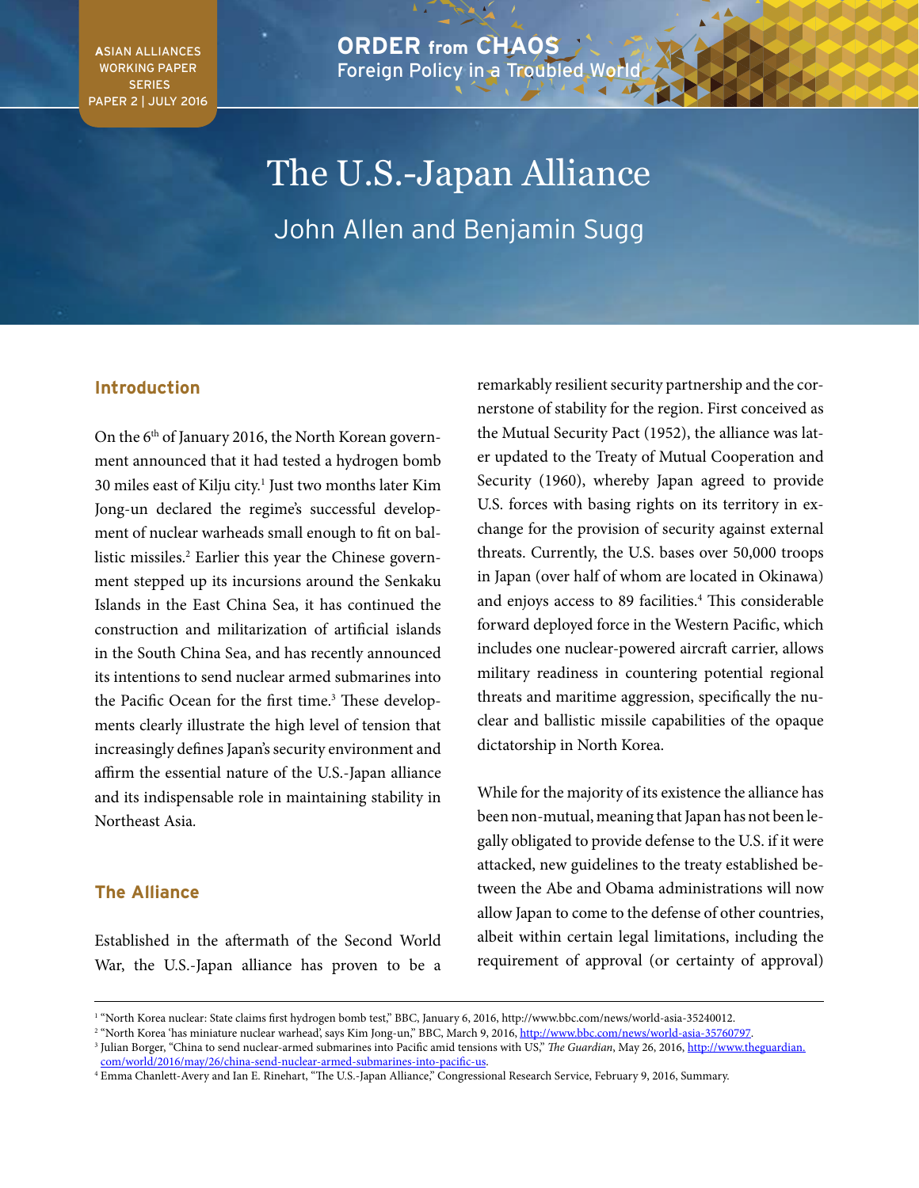ASIAN ALLIANCES WORKING PAPER SERIES
PAPER 2 | JULY 2016

ORDER from CHAOS
Foreign Policy in a Troubled World

# The U.S.-Japan Alliance

John Allen and Benjamin Sugg

## Introduction

On the 6th of January 2016, the North Korean government announced that it had tested a hydrogen bomb 30 miles east of Kilju city.[1] Just two months later Kim Jong-un declared the regime's successful development of nuclear warheads small enough to fit on ballistic missiles.[2] Earlier this year the Chinese government stepped up its incursions around the Senkaku Islands in the East China Sea, it has continued the construction and militarization of artificial islands in the South China Sea, and has recently announced its intentions to send nuclear armed submarines into the Pacific Ocean for the first time.[3] These developments clearly illustrate the high level of tension that increasingly defines Japan's security environment and affirm the essential nature of the U.S.-Japan alliance and its indispensable role in maintaining stability in Northeast Asia.

## The Alliance

Established in the aftermath of the Second World War, the U.S.-Japan alliance has proven to be a remarkably resilient security partnership and the cornerstone of stability for the region. First conceived as the Mutual Security Pact (1952), the alliance was later updated to the Treaty of Mutual Cooperation and Security (1960), whereby Japan agreed to provide U.S. forces with basing rights on its territory in exchange for the provision of security against external threats. Currently, the U.S. bases over 50,000 troops in Japan (over half of whom are located in Okinawa) and enjoys access to 89 facilities.[4] This considerable forward deployed force in the Western Pacific, which includes one nuclear-powered aircraft carrier, allows military readiness in countering potential regional threats and maritime aggression, specifically the nuclear and ballistic missile capabilities of the opaque dictatorship in North Korea.

While for the majority of its existence the alliance has been non-mutual, meaning that Japan has not been legally obligated to provide defense to the U.S. if it were attacked, new guidelines to the treaty established between the Abe and Obama administrations will now allow Japan to come to the defense of other countries, albeit within certain legal limitations, including the requirement of approval (or certainty of approval)

---

[1] "North Korea nuclear: State claims first hydrogen bomb test," BBC, January 6, 2016, http://www.bbc.com/news/world-asia-35240012.

[2] "North Korea 'has miniature nuclear warhead', says Kim Jong-un," BBC, March 9, 2016, http://www.bbc.com/news/world-asia-35760797.

[3] Julian Borger, "China to send nuclear-armed submarines into Pacific amid tensions with US," *The Guardian*, May 26, 2016, http://www.theguardian.com/world/2016/may/26/china-send-nuclear-armed-submarines-into-pacific-us.

[4] Emma Chanlett-Avery and Ian E. Rinehart, "The U.S.-Japan Alliance," Congressional Research Service, February 9, 2016, Summary.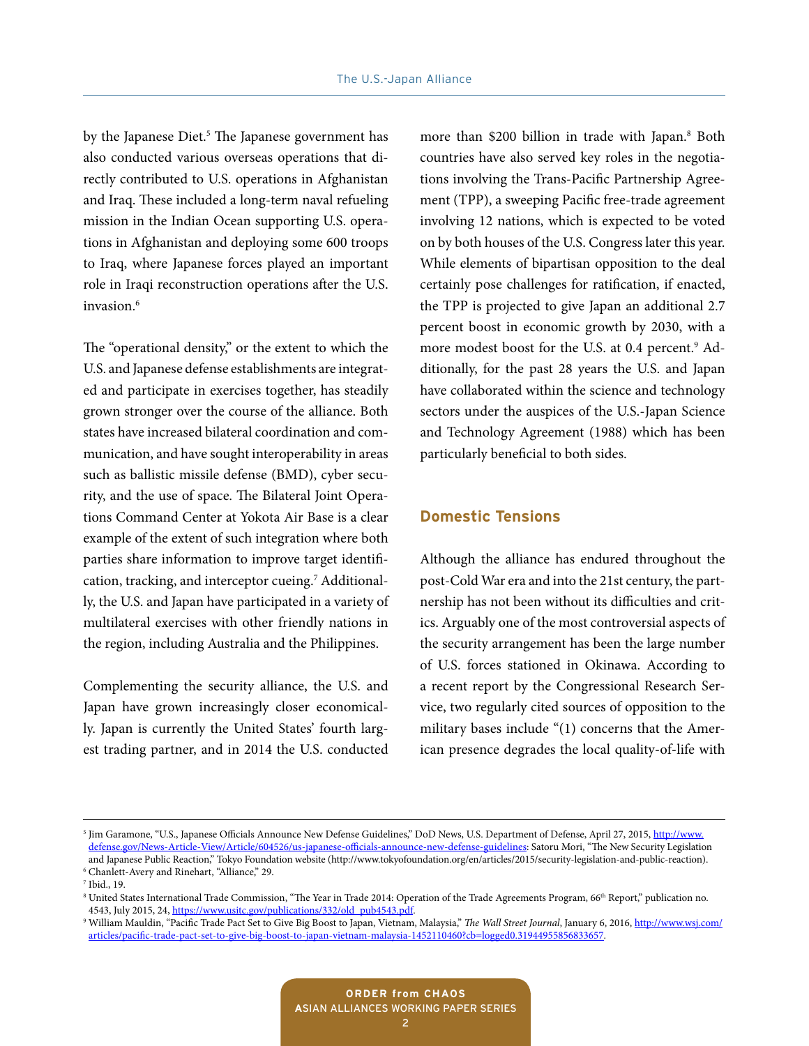by the Japanese Diet.[5] The Japanese government has also conducted various overseas operations that directly contributed to U.S. operations in Afghanistan and Iraq. These included a long-term naval refueling mission in the Indian Ocean supporting U.S. operations in Afghanistan and deploying some 600 troops to Iraq, where Japanese forces played an important role in Iraqi reconstruction operations after the U.S. invasion.[6]

The "operational density," or the extent to which the U.S. and Japanese defense establishments are integrated and participate in exercises together, has steadily grown stronger over the course of the alliance. Both states have increased bilateral coordination and communication, and have sought interoperability in areas such as ballistic missile defense (BMD), cyber security, and the use of space. The Bilateral Joint Operations Command Center at Yokota Air Base is a clear example of the extent of such integration where both parties share information to improve target identification, tracking, and interceptor cueing.[7] Additionally, the U.S. and Japan have participated in a variety of multilateral exercises with other friendly nations in the region, including Australia and the Philippines.

Complementing the security alliance, the U.S. and Japan have grown increasingly closer economically. Japan is currently the United States' fourth largest trading partner, and in 2014 the U.S. conducted more than $200 billion in trade with Japan.[8] Both countries have also served key roles in the negotiations involving the Trans-Pacific Partnership Agreement (TPP), a sweeping Pacific free-trade agreement involving 12 nations, which is expected to be voted on by both houses of the U.S. Congress later this year. While elements of bipartisan opposition to the deal certainly pose challenges for ratification, if enacted, the TPP is projected to give Japan an additional 2.7 percent boost in economic growth by 2030, with a more modest boost for the U.S. at 0.4 percent.[9] Additionally, for the past 28 years the U.S. and Japan have collaborated within the science and technology sectors under the auspices of the U.S.-Japan Science and Technology Agreement (1988) which has been particularly beneficial to both sides.

## Domestic Tensions

Although the alliance has endured throughout the post-Cold War era and into the 21st century, the partnership has not been without its difficulties and critics. Arguably one of the most controversial aspects of the security arrangement has been the large number of U.S. forces stationed in Okinawa. According to a recent report by the Congressional Research Service, two regularly cited sources of opposition to the military bases include "(1) concerns that the American presence degrades the local quality-of-life with

---

[5] Jim Garamone, "U.S., Japanese Officials Announce New Defense Guidelines," DoD News, U.S. Department of Defense, April 27, 2015, http://www.defense.gov/News-Article-View/Article/604526/us-japanese-officials-announce-new-defense-guidelines: Satoru Mori, "The New Security Legislation and Japanese Public Reaction," Tokyo Foundation website (http://www.tokyofoundation.org/en/articles/2015/security-legislation-and-public-reaction).

[6] Chanlett-Avery and Rinehart, "Alliance," 29.

[7] Ibid., 19.

[8] United States International Trade Commission, "The Year in Trade 2014: Operation of the Trade Agreements Program, 66th Report," publication no. 4543, July 2015, 24, https://www.usitc.gov/publications/332/old_pub4543.pdf.

[9] William Mauldin, "Pacific Trade Pact Set to Give Big Boost to Japan, Vietnam, Malaysia," *The Wall Street Journal*, January 6, 2016, http://www.wsj.com/articles/pacific-trade-pact-set-to-give-big-boost-to-japan-vietnam-malaysia-1452110460?cb=logged0.31944955856833657.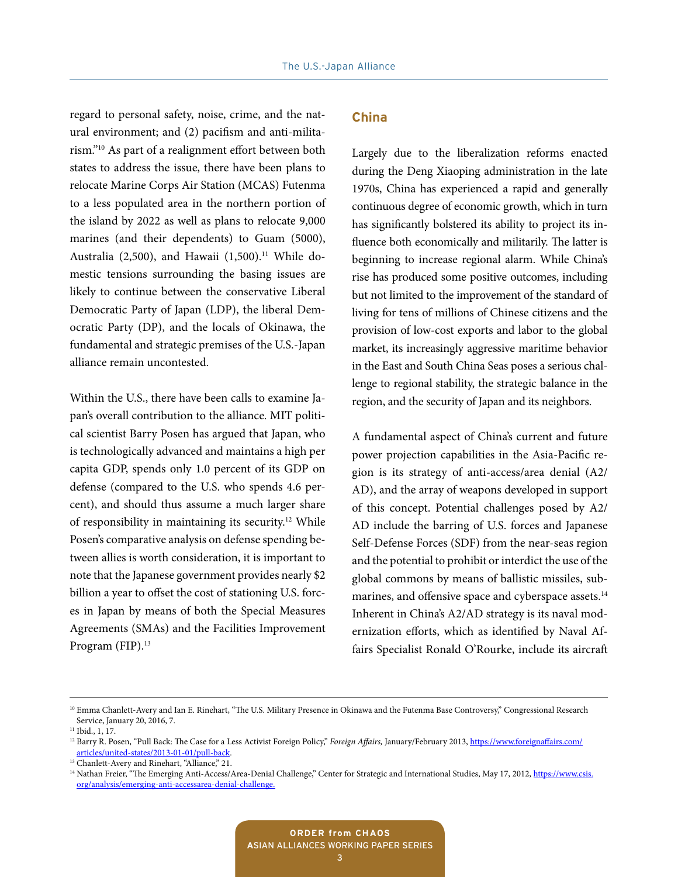regard to personal safety, noise, crime, and the natural environment; and (2) pacifism and anti-militarism."[10] As part of a realignment effort between both states to address the issue, there have been plans to relocate Marine Corps Air Station (MCAS) Futenma to a less populated area in the northern portion of the island by 2022 as well as plans to relocate 9,000 marines (and their dependents) to Guam (5000), Australia (2,500), and Hawaii (1,500).[11] While domestic tensions surrounding the basing issues are likely to continue between the conservative Liberal Democratic Party of Japan (LDP), the liberal Democratic Party (DP), and the locals of Okinawa, the fundamental and strategic premises of the U.S.-Japan alliance remain uncontested.

Within the U.S., there have been calls to examine Japan's overall contribution to the alliance. MIT political scientist Barry Posen has argued that Japan, who is technologically advanced and maintains a high per capita GDP, spends only 1.0 percent of its GDP on defense (compared to the U.S. who spends 4.6 percent), and should thus assume a much larger share of responsibility in maintaining its security.[12] While Posen's comparative analysis on defense spending between allies is worth consideration, it is important to note that the Japanese government provides nearly $2 billion a year to offset the cost of stationing U.S. forces in Japan by means of both the Special Measures Agreements (SMAs) and the Facilities Improvement Program (FIP).[13]

## China

Largely due to the liberalization reforms enacted during the Deng Xiaoping administration in the late 1970s, China has experienced a rapid and generally continuous degree of economic growth, which in turn has significantly bolstered its ability to project its influence both economically and militarily. The latter is beginning to increase regional alarm. While China's rise has produced some positive outcomes, including but not limited to the improvement of the standard of living for tens of millions of Chinese citizens and the provision of low-cost exports and labor to the global market, its increasingly aggressive maritime behavior in the East and South China Seas poses a serious challenge to regional stability, the strategic balance in the region, and the security of Japan and its neighbors.

A fundamental aspect of China's current and future power projection capabilities in the Asia-Pacific region is its strategy of anti-access/area denial (A2/AD), and the array of weapons developed in support of this concept. Potential challenges posed by A2/AD include the barring of U.S. forces and Japanese Self-Defense Forces (SDF) from the near-seas region and the potential to prohibit or interdict the use of the global commons by means of ballistic missiles, submarines, and offensive space and cyberspace assets.[14] Inherent in China's A2/AD strategy is its naval modernization efforts, which as identified by Naval Affairs Specialist Ronald O'Rourke, include its aircraft

---

[10] Emma Chanlett-Avery and Ian E. Rinehart, "The U.S. Military Presence in Okinawa and the Futenma Base Controversy," Congressional Research Service, January 20, 2016, 7.

[11] Ibid., 1, 17.

[12] Barry R. Posen, "Pull Back: The Case for a Less Activist Foreign Policy," *Foreign Affairs,* January/February 2013, https://www.foreignaffairs.com/articles/united-states/2013-01-01/pull-back.

[13] Chanlett-Avery and Rinehart, "Alliance," 21.

[14] Nathan Freier, "The Emerging Anti-Access/Area-Denial Challenge," Center for Strategic and International Studies, May 17, 2012, https://www.csis.org/analysis/emerging-anti-accessarea-denial-challenge.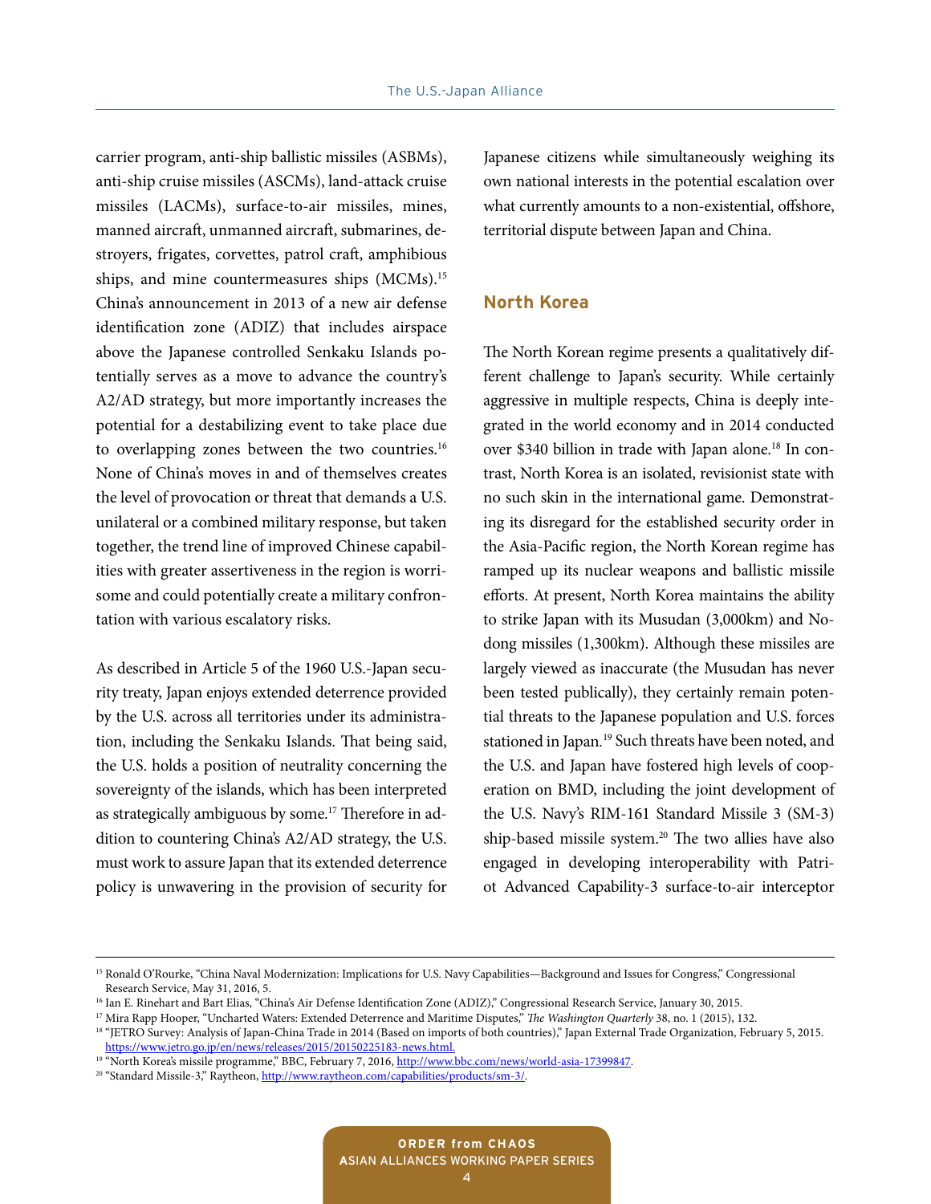carrier program, anti-ship ballistic missiles (ASBMs), anti-ship cruise missiles (ASCMs), land-attack cruise missiles (LACMs), surface-to-air missiles, mines, manned aircraft, unmanned aircraft, submarines, destroyers, frigates, corvettes, patrol craft, amphibious ships, and mine countermeasures ships (MCMs).[15] China's announcement in 2013 of a new air defense identification zone (ADIZ) that includes airspace above the Japanese controlled Senkaku Islands potentially serves as a move to advance the country's A2/AD strategy, but more importantly increases the potential for a destabilizing event to take place due to overlapping zones between the two countries.[16] None of China's moves in and of themselves creates the level of provocation or threat that demands a U.S. unilateral or a combined military response, but taken together, the trend line of improved Chinese capabilities with greater assertiveness in the region is worrisome and could potentially create a military confrontation with various escalatory risks.

As described in Article 5 of the 1960 U.S.-Japan security treaty, Japan enjoys extended deterrence provided by the U.S. across all territories under its administration, including the Senkaku Islands. That being said, the U.S. holds a position of neutrality concerning the sovereignty of the islands, which has been interpreted as strategically ambiguous by some.[17] Therefore in addition to countering China's A2/AD strategy, the U.S. must work to assure Japan that its extended deterrence policy is unwavering in the provision of security for Japanese citizens while simultaneously weighing its own national interests in the potential escalation over what currently amounts to a non-existential, offshore, territorial dispute between Japan and China.

## North Korea

The North Korean regime presents a qualitatively different challenge to Japan's security. While certainly aggressive in multiple respects, China is deeply integrated in the world economy and in 2014 conducted over $340 billion in trade with Japan alone.[18] In contrast, North Korea is an isolated, revisionist state with no such skin in the international game. Demonstrating its disregard for the established security order in the Asia-Pacific region, the North Korean regime has ramped up its nuclear weapons and ballistic missile efforts. At present, North Korea maintains the ability to strike Japan with its Musudan (3,000km) and Nodong missiles (1,300km). Although these missiles are largely viewed as inaccurate (the Musudan has never been tested publically), they certainly remain potential threats to the Japanese population and U.S. forces stationed in Japan.[19] Such threats have been noted, and the U.S. and Japan have fostered high levels of cooperation on BMD, including the joint development of the U.S. Navy's RIM-161 Standard Missile 3 (SM-3) ship-based missile system.[20] The two allies have also engaged in developing interoperability with Patriot Advanced Capability-3 surface-to-air interceptor

---

[15] Ronald O'Rourke, "China Naval Modernization: Implications for U.S. Navy Capabilities—Background and Issues for Congress," Congressional Research Service, May 31, 2016, 5.

[16] Ian E. Rinehart and Bart Elias, "China's Air Defense Identification Zone (ADIZ)," Congressional Research Service, January 30, 2015.

[17] Mira Rapp Hooper, "Uncharted Waters: Extended Deterrence and Maritime Disputes," *The Washington Quarterly* 38, no. 1 (2015), 132.

[18] "JETRO Survey: Analysis of Japan-China Trade in 2014 (Based on imports of both countries)," Japan External Trade Organization, February 5, 2015. https://www.jetro.go.jp/en/news/releases/2015/20150225183-news.html.

[19] "North Korea's missile programme," BBC, February 7, 2016, http://www.bbc.com/news/world-asia-17399847.

[20] "Standard Missile-3," Raytheon, http://www.raytheon.com/capabilities/products/sm-3/.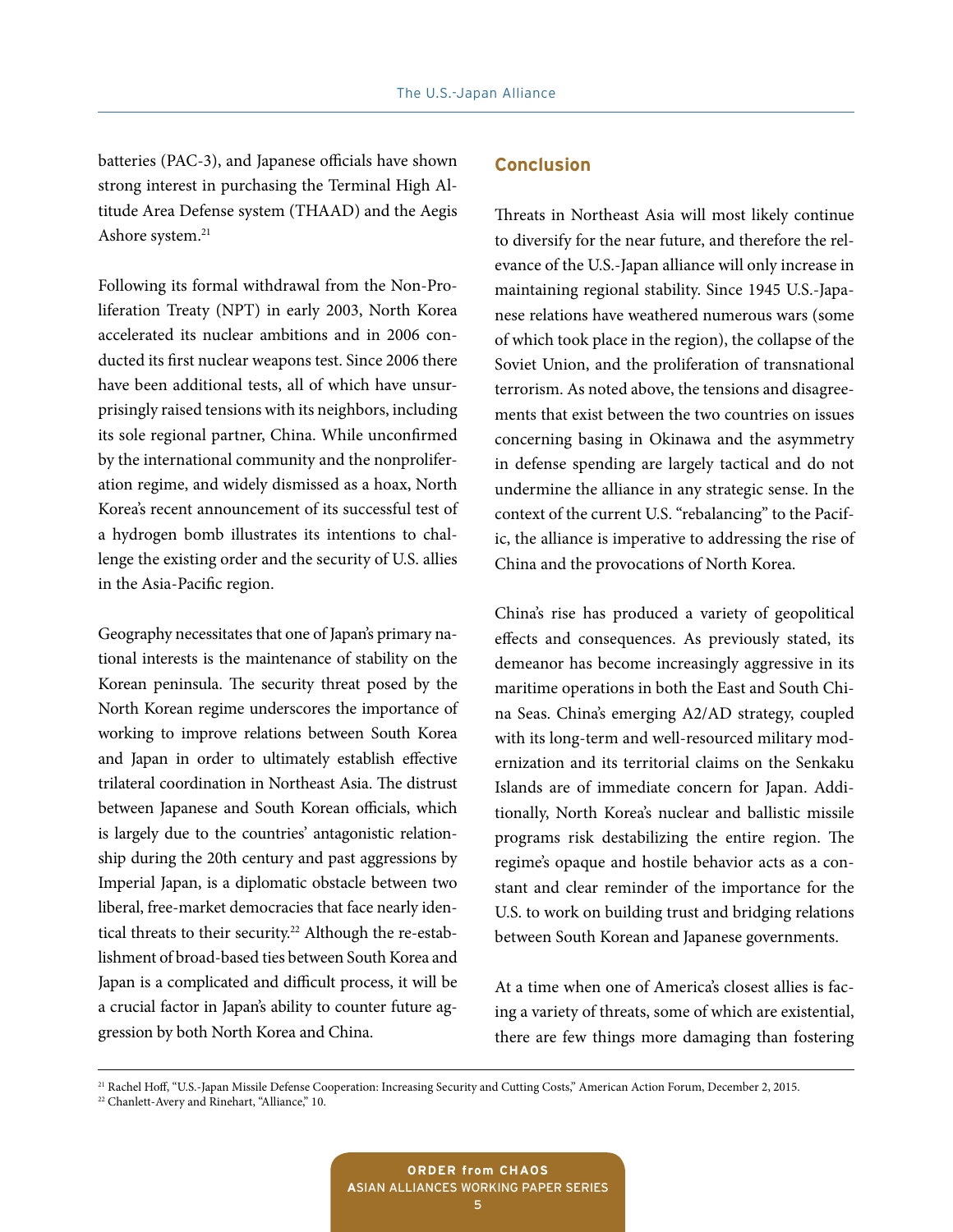batteries (PAC-3), and Japanese officials have shown strong interest in purchasing the Terminal High Altitude Area Defense system (THAAD) and the Aegis Ashore system.[21]

Following its formal withdrawal from the Non-Proliferation Treaty (NPT) in early 2003, North Korea accelerated its nuclear ambitions and in 2006 conducted its first nuclear weapons test. Since 2006 there have been additional tests, all of which have unsurprisingly raised tensions with its neighbors, including its sole regional partner, China. While unconfirmed by the international community and the nonproliferation regime, and widely dismissed as a hoax, North Korea's recent announcement of its successful test of a hydrogen bomb illustrates its intentions to challenge the existing order and the security of U.S. allies in the Asia-Pacific region.

Geography necessitates that one of Japan's primary national interests is the maintenance of stability on the Korean peninsula. The security threat posed by the North Korean regime underscores the importance of working to improve relations between South Korea and Japan in order to ultimately establish effective trilateral coordination in Northeast Asia. The distrust between Japanese and South Korean officials, which is largely due to the countries' antagonistic relationship during the 20th century and past aggressions by Imperial Japan, is a diplomatic obstacle between two liberal, free-market democracies that face nearly identical threats to their security.[22] Although the re-establishment of broad-based ties between South Korea and Japan is a complicated and difficult process, it will be a crucial factor in Japan's ability to counter future aggression by both North Korea and China.

## Conclusion

Threats in Northeast Asia will most likely continue to diversify for the near future, and therefore the relevance of the U.S.-Japan alliance will only increase in maintaining regional stability. Since 1945 U.S.-Japanese relations have weathered numerous wars (some of which took place in the region), the collapse of the Soviet Union, and the proliferation of transnational terrorism. As noted above, the tensions and disagreements that exist between the two countries on issues concerning basing in Okinawa and the asymmetry in defense spending are largely tactical and do not undermine the alliance in any strategic sense. In the context of the current U.S. "rebalancing" to the Pacific, the alliance is imperative to addressing the rise of China and the provocations of North Korea.

China's rise has produced a variety of geopolitical effects and consequences. As previously stated, its demeanor has become increasingly aggressive in its maritime operations in both the East and South China Seas. China's emerging A2/AD strategy, coupled with its long-term and well-resourced military modernization and its territorial claims on the Senkaku Islands are of immediate concern for Japan. Additionally, North Korea's nuclear and ballistic missile programs risk destabilizing the entire region. The regime's opaque and hostile behavior acts as a constant and clear reminder of the importance for the U.S. to work on building trust and bridging relations between South Korean and Japanese governments.

At a time when one of America's closest allies is facing a variety of threats, some of which are existential, there are few things more damaging than fostering

[21] Rachel Hoff, "U.S.-Japan Missile Defense Cooperation: Increasing Security and Cutting Costs," American Action Forum, December 2, 2015.
[22] Chanlett-Avery and Rinehart, "Alliance," 10.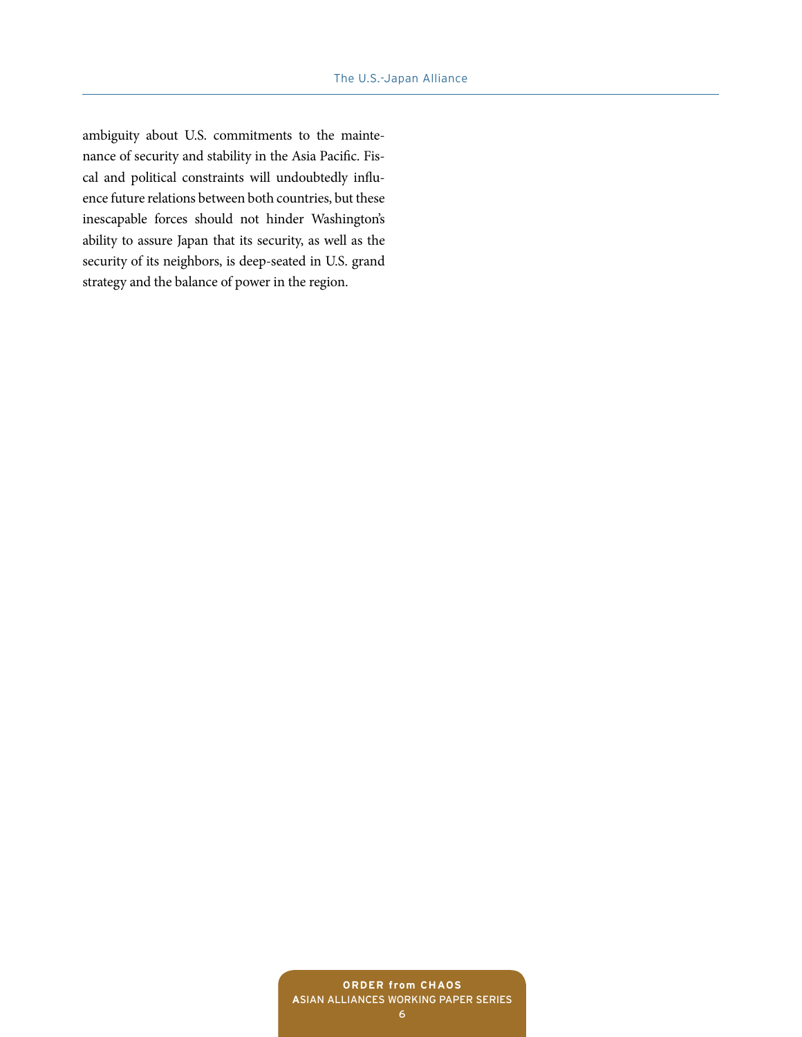ambiguity about U.S. commitments to the maintenance of security and stability in the Asia Pacific. Fiscal and political constraints will undoubtedly influence future relations between both countries, but these inescapable forces should not hinder Washington's ability to assure Japan that its security, as well as the security of its neighbors, is deep-seated in U.S. grand strategy and the balance of power in the region.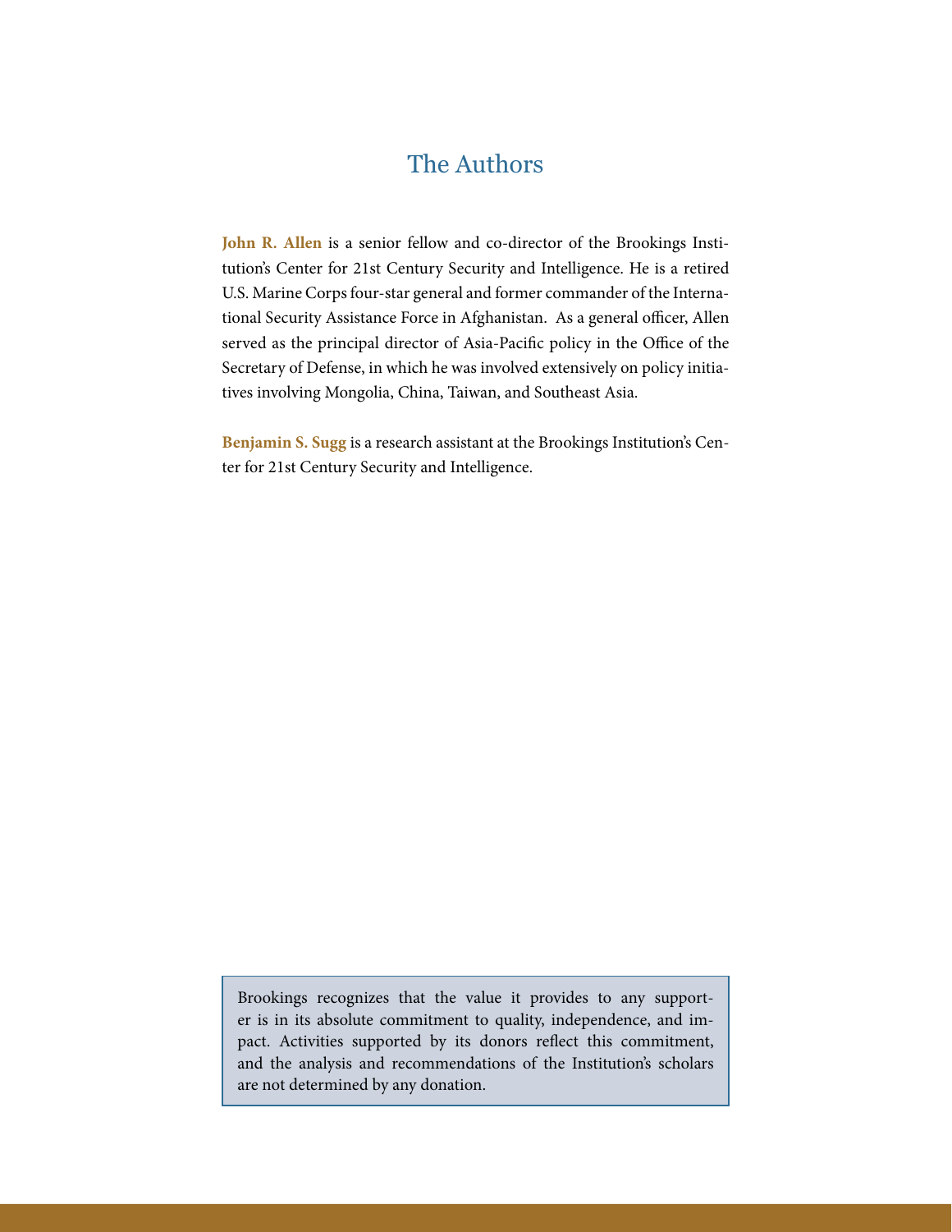# The Authors

**John R. Allen** is a senior fellow and co-director of the Brookings Institution's Center for 21st Century Security and Intelligence. He is a retired U.S. Marine Corps four-star general and former commander of the International Security Assistance Force in Afghanistan. As a general officer, Allen served as the principal director of Asia-Pacific policy in the Office of the Secretary of Defense, in which he was involved extensively on policy initiatives involving Mongolia, China, Taiwan, and Southeast Asia.

**Benjamin S. Sugg** is a research assistant at the Brookings Institution's Center for 21st Century Security and Intelligence.

Brookings recognizes that the value it provides to any supporter is in its absolute commitment to quality, independence, and impact. Activities supported by its donors reflect this commitment, and the analysis and recommendations of the Institution's scholars are not determined by any donation.